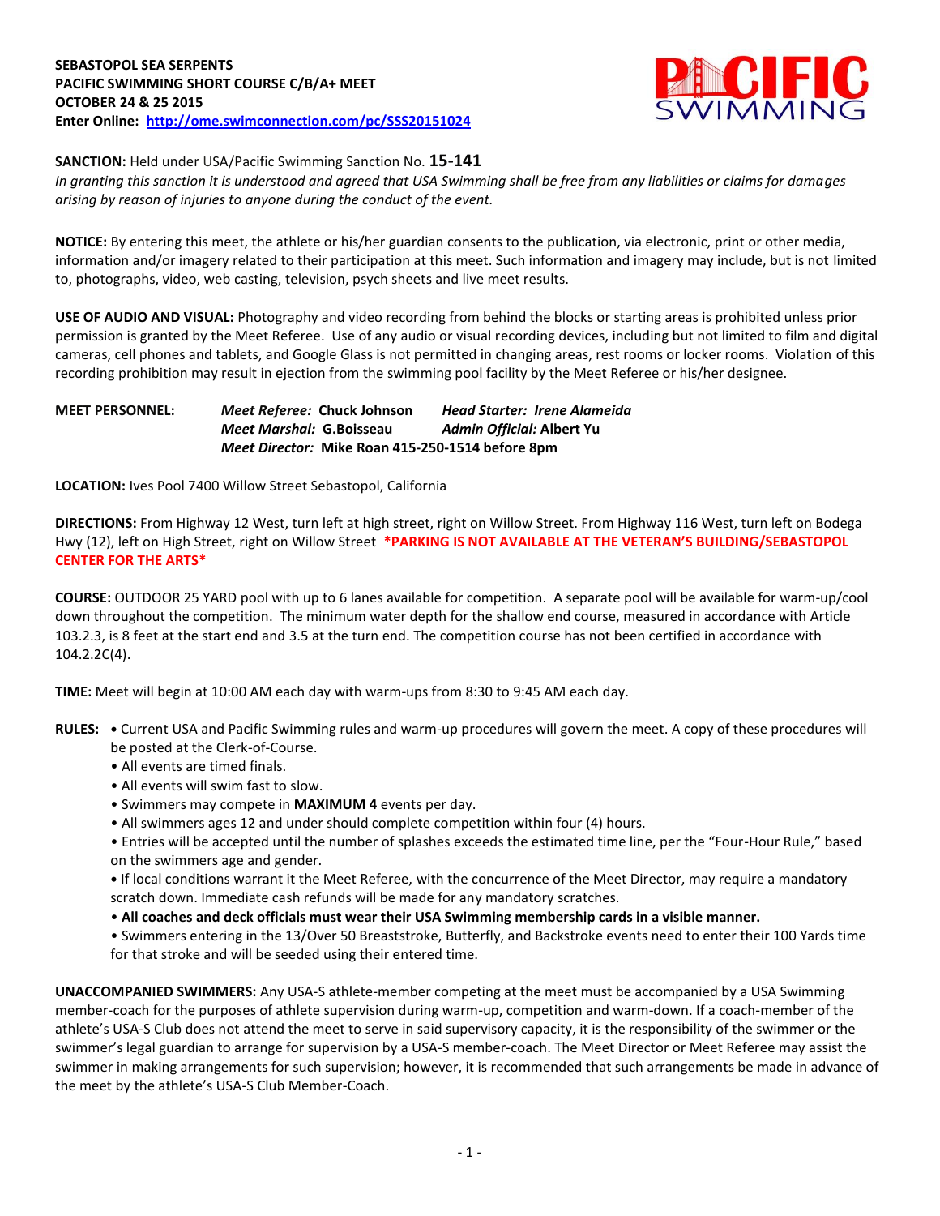**SEBASTOPOL SEA SERPENTS**
**PACIFIC SWIMMING SHORT COURSE C/B/A+ MEET**
**OCTOBER 24 & 25 2015**
**Enter Online: [http://ome.swimconnection.com/pc/SSS20151024](http://ome.swimconnection.com/pc/SSS20151024)**

**SANCTION:** Held under USA/Pacific Swimming Sanction No. **15-141**
*In granting this sanction it is understood and agreed that USA Swimming shall be free from any liabilities or claims for damages arising by reason of injuries to anyone during the conduct of the event.*

**NOTICE:** By entering this meet, the athlete or his/her guardian consents to the publication, via electronic, print or other media, information and/or imagery related to their participation at this meet. Such information and imagery may include, but is not limited to, photographs, video, web casting, television, psych sheets and live meet results.

**USE OF AUDIO AND VISUAL:** Photography and video recording from behind the blocks or starting areas is prohibited unless prior permission is granted by the Meet Referee. Use of any audio or visual recording devices, including but not limited to film and digital cameras, cell phones and tablets, and Google Glass is not permitted in changing areas, rest rooms or locker rooms. Violation of this recording prohibition may result in ejection from the swimming pool facility by the Meet Referee or his/her designee.

**MEET PERSONNEL:** *Meet Referee:* **Chuck Johnson** *Head Starter: Irene Alameida*
*Meet Marshal:* **G.Boisseau** *Admin Official:* **Albert Yu**
*Meet Director:* **Mike Roan 415-250-1514 before 8pm**

**LOCATION:** Ives Pool 7400 Willow Street Sebastopol, California

**DIRECTIONS:** From Highway 12 West, turn left at high street, right on Willow Street. From Highway 116 West, turn left on Bodega Hwy (12), left on High Street, right on Willow Street **\*PARKING IS NOT AVAILABLE AT THE VETERAN'S BUILDING/SEBASTOPOL CENTER FOR THE ARTS\***

**COURSE:** OUTDOOR 25 YARD pool with up to 6 lanes available for competition. A separate pool will be available for warm-up/cool down throughout the competition. The minimum water depth for the shallow end course, measured in accordance with Article 103.2.3, is 8 feet at the start end and 3.5 at the turn end. The competition course has not been certified in accordance with 104.2.2C(4).

**TIME:** Meet will begin at 10:00 AM each day with warm-ups from 8:30 to 9:45 AM each day.

**RULES:**
- Current USA and Pacific Swimming rules and warm-up procedures will govern the meet. A copy of these procedures will be posted at the Clerk-of-Course.
- All events are timed finals.
- All events will swim fast to slow.
- Swimmers may compete in **MAXIMUM 4** events per day.
- All swimmers ages 12 and under should complete competition within four (4) hours.
- Entries will be accepted until the number of splashes exceeds the estimated time line, per the "Four-Hour Rule," based on the swimmers age and gender.
- If local conditions warrant it the Meet Referee, with the concurrence of the Meet Director, may require a mandatory scratch down. Immediate cash refunds will be made for any mandatory scratches.
- **All coaches and deck officials must wear their USA Swimming membership cards in a visible manner.**
- Swimmers entering in the 13/Over 50 Breaststroke, Butterfly, and Backstroke events need to enter their 100 Yards time for that stroke and will be seeded using their entered time.

**UNACCOMPANIED SWIMMERS:** Any USA-S athlete-member competing at the meet must be accompanied by a USA Swimming member-coach for the purposes of athlete supervision during warm-up, competition and warm-down. If a coach-member of the athlete's USA-S Club does not attend the meet to serve in said supervisory capacity, it is the responsibility of the swimmer or the swimmer's legal guardian to arrange for supervision by a USA-S member-coach. The Meet Director or Meet Referee may assist the swimmer in making arrangements for such supervision; however, it is recommended that such arrangements be made in advance of the meet by the athlete's USA-S Club Member-Coach.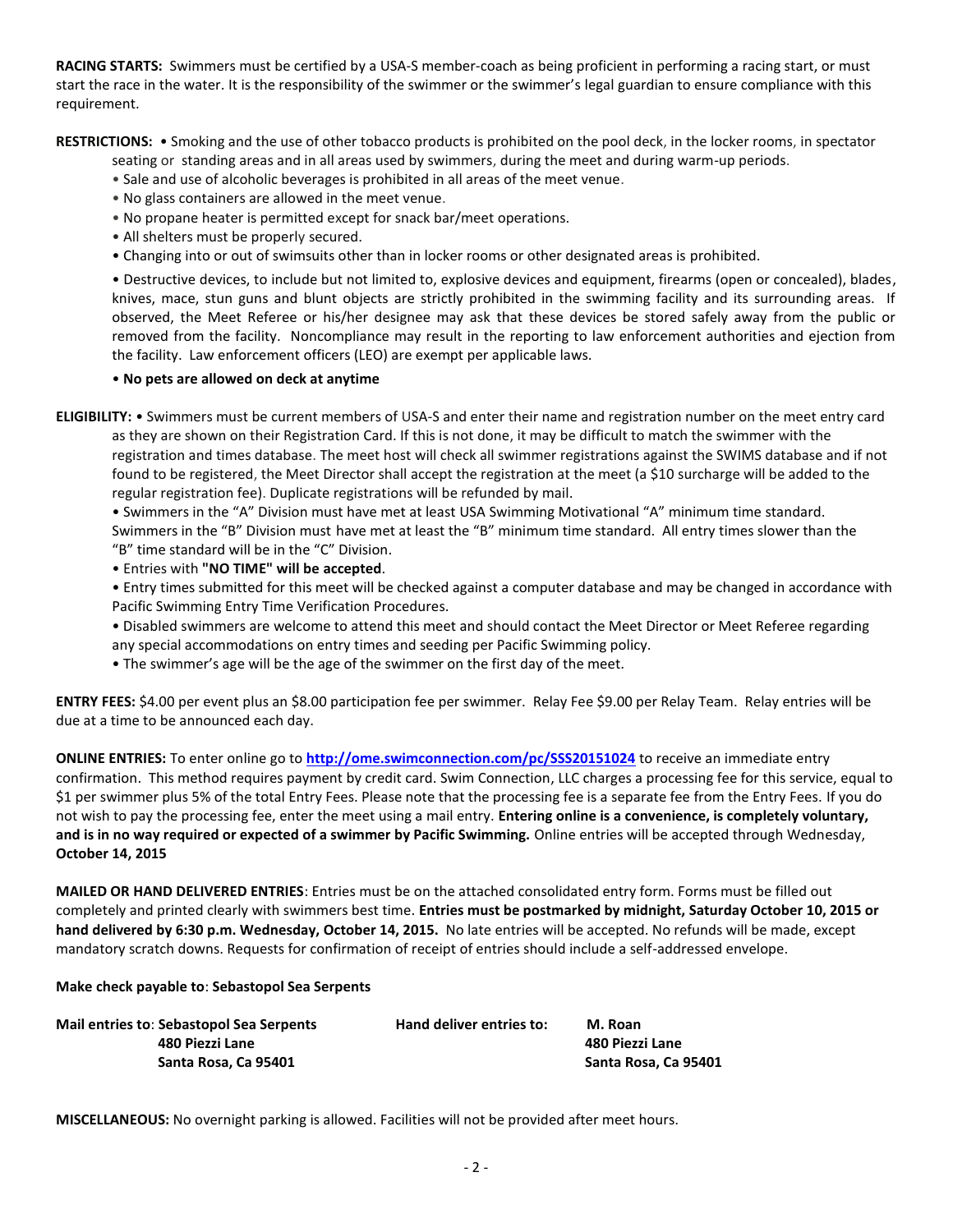**RACING STARTS:** Swimmers must be certified by a USA-S member-coach as being proficient in performing a racing start, or must start the race in the water. It is the responsibility of the swimmer or the swimmer's legal guardian to ensure compliance with this requirement.

**RESTRICTIONS:** • Smoking and the use of other tobacco products is prohibited on the pool deck, in the locker rooms, in spectator seating or standing areas and in all areas used by swimmers, during the meet and during warm-up periods.

- Sale and use of alcoholic beverages is prohibited in all areas of the meet venue.
- No glass containers are allowed in the meet venue.
- No propane heater is permitted except for snack bar/meet operations.
- All shelters must be properly secured.
- Changing into or out of swimsuits other than in locker rooms or other designated areas is prohibited.
- Destructive devices, to include but not limited to, explosive devices and equipment, firearms (open or concealed), blades, knives, mace, stun guns and blunt objects are strictly prohibited in the swimming facility and its surrounding areas. If observed, the Meet Referee or his/her designee may ask that these devices be stored safely away from the public or removed from the facility. Noncompliance may result in the reporting to law enforcement authorities and ejection from the facility. Law enforcement officers (LEO) are exempt per applicable laws.
- **No pets are allowed on deck at anytime**

**ELIGIBILITY:** • Swimmers must be current members of USA-S and enter their name and registration number on the meet entry card as they are shown on their Registration Card. If this is not done, it may be difficult to match the swimmer with the registration and times database. The meet host will check all swimmer registrations against the SWIMS database and if not found to be registered, the Meet Director shall accept the registration at the meet (a $10 surcharge will be added to the regular registration fee). Duplicate registrations will be refunded by mail.

- Swimmers in the "A" Division must have met at least USA Swimming Motivational "A" minimum time standard. Swimmers in the "B" Division must have met at least the "B" minimum time standard. All entry times slower than the "B" time standard will be in the "C" Division.
- Entries with **"NO TIME" will be accepted**.
- Entry times submitted for this meet will be checked against a computer database and may be changed in accordance with Pacific Swimming Entry Time Verification Procedures.
- Disabled swimmers are welcome to attend this meet and should contact the Meet Director or Meet Referee regarding any special accommodations on entry times and seeding per Pacific Swimming policy.
- The swimmer's age will be the age of the swimmer on the first day of the meet.

**ENTRY FEES:** $4.00 per event plus an $8.00 participation fee per swimmer. Relay Fee $9.00 per Relay Team. Relay entries will be due at a time to be announced each day.

**ONLINE ENTRIES:** To enter online go to **http://ome.swimconnection.com/pc/SSS20151024** to receive an immediate entry confirmation. This method requires payment by credit card. Swim Connection, LLC charges a processing fee for this service, equal to $1 per swimmer plus 5% of the total Entry Fees. Please note that the processing fee is a separate fee from the Entry Fees. If you do not wish to pay the processing fee, enter the meet using a mail entry. **Entering online is a convenience, is completely voluntary, and is in no way required or expected of a swimmer by Pacific Swimming.** Online entries will be accepted through Wednesday, **October 14, 2015**

**MAILED OR HAND DELIVERED ENTRIES**: Entries must be on the attached consolidated entry form. Forms must be filled out completely and printed clearly with swimmers best time. **Entries must be postmarked by midnight, Saturday October 10, 2015 or hand delivered by 6:30 p.m. Wednesday, October 14, 2015.** No late entries will be accepted. No refunds will be made, except mandatory scratch downs. Requests for confirmation of receipt of entries should include a self-addressed envelope.

**Make check payable to**: **Sebastopol Sea Serpents**

**Mail entries to**: **Sebastopol Sea Serpents**
**480 Piezzi Lane**
**Santa Rosa, Ca 95401**

**Hand deliver entries to:** **M. Roan**
**480 Piezzi Lane**
**Santa Rosa, Ca 95401**

**MISCELLANEOUS:** No overnight parking is allowed. Facilities will not be provided after meet hours.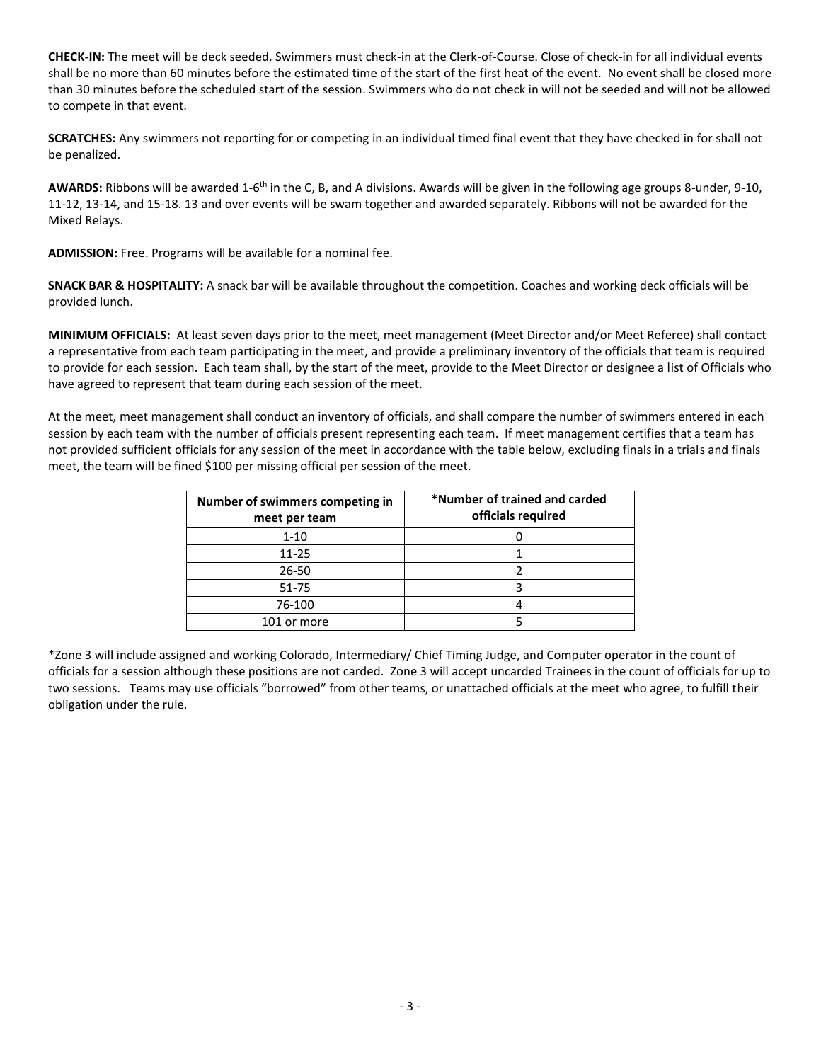**CHECK-IN:** The meet will be deck seeded. Swimmers must check-in at the Clerk-of-Course. Close of check-in for all individual events shall be no more than 60 minutes before the estimated time of the start of the first heat of the event. No event shall be closed more than 30 minutes before the scheduled start of the session. Swimmers who do not check in will not be seeded and will not be allowed to compete in that event.

**SCRATCHES:** Any swimmers not reporting for or competing in an individual timed final event that they have checked in for shall not be penalized.

**AWARDS:** Ribbons will be awarded 1-6th in the C, B, and A divisions. Awards will be given in the following age groups 8-under, 9-10, 11-12, 13-14, and 15-18. 13 and over events will be swam together and awarded separately. Ribbons will not be awarded for the Mixed Relays.

**ADMISSION:** Free. Programs will be available for a nominal fee.

**SNACK BAR & HOSPITALITY:** A snack bar will be available throughout the competition. Coaches and working deck officials will be provided lunch.

**MINIMUM OFFICIALS:** At least seven days prior to the meet, meet management (Meet Director and/or Meet Referee) shall contact a representative from each team participating in the meet, and provide a preliminary inventory of the officials that team is required to provide for each session. Each team shall, by the start of the meet, provide to the Meet Director or designee a list of Officials who have agreed to represent that team during each session of the meet.

At the meet, meet management shall conduct an inventory of officials, and shall compare the number of swimmers entered in each session by each team with the number of officials present representing each team. If meet management certifies that a team has not provided sufficient officials for any session of the meet in accordance with the table below, excluding finals in a trials and finals meet, the team will be fined $100 per missing official per session of the meet.

| Number of swimmers competing in meet per team | *Number of trained and carded officials required |
|---|---|
| 1-10 | 0 |
| 11-25 | 1 |
| 26-50 | 2 |
| 51-75 | 3 |
| 76-100 | 4 |
| 101 or more | 5 |

*Zone 3 will include assigned and working Colorado, Intermediary/ Chief Timing Judge, and Computer operator in the count of officials for a session although these positions are not carded. Zone 3 will accept uncarded Trainees in the count of officials for up to two sessions. Teams may use officials "borrowed" from other teams, or unattached officials at the meet who agree, to fulfill their obligation under the rule.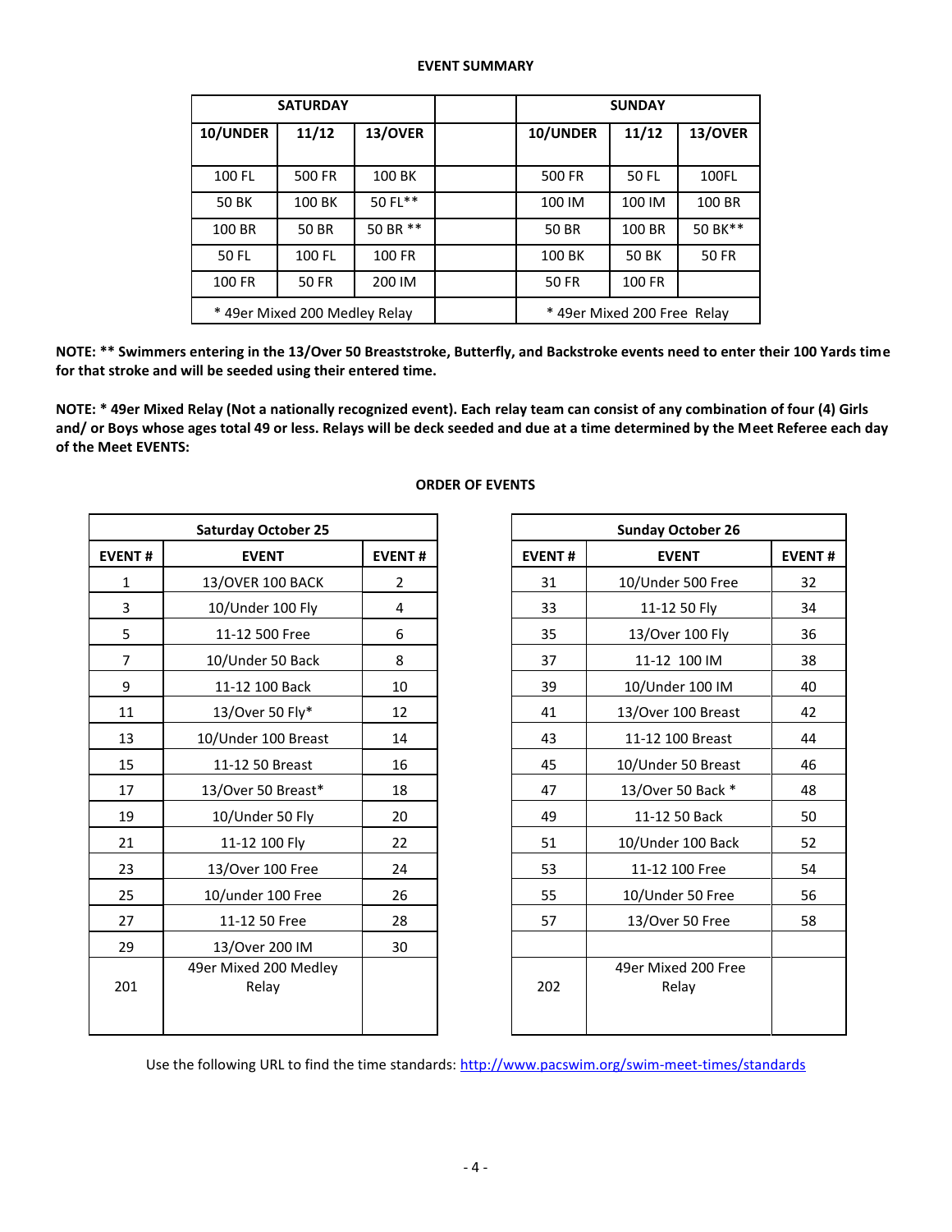**EVENT SUMMARY**

| SATURDAY | | | | SUNDAY | | |
|---|---|---|---|---|---|---|
| 10/UNDER | 11/12 | 13/OVER | | 10/UNDER | 11/12 | 13/OVER |
| 100 FL | 500 FR | 100 BK | | 500 FR | 50 FL | 100FL |
| 50 BK | 100 BK | 50 FL** | | 100 IM | 100 IM | 100 BR |
| 100 BR | 50 BR | 50 BR ** | | 50 BR | 100 BR | 50 BK** |
| 50 FL | 100 FL | 100 FR | | 100 BK | 50 BK | 50 FR |
| 100 FR | 50 FR | 200 IM | | 50 FR | 100 FR | |
| * 49er Mixed 200 Medley Relay | | | | * 49er Mixed 200 Free Relay | | |

**NOTE: ** Swimmers entering in the 13/Over 50 Breaststroke, Butterfly, and Backstroke events need to enter their 100 Yards time for that stroke and will be seeded using their entered time.**

**NOTE: * 49er Mixed Relay (Not a nationally recognized event). Each relay team can consist of any combination of four (4) Girls and/ or Boys whose ages total 49 or less. Relays will be deck seeded and due at a time determined by the Meet Referee each day of the Meet EVENTS:**

**ORDER OF EVENTS**

| Saturday October 25 | | |
|---|---|---|
| **EVENT #** | **EVENT** | **EVENT #** |
| 1 | 13/OVER 100 BACK | 2 |
| 3 | 10/Under 100 Fly | 4 |
| 5 | 11-12 500 Free | 6 |
| 7 | 10/Under 50 Back | 8 |
| 9 | 11-12 100 Back | 10 |
| 11 | 13/Over 50 Fly* | 12 |
| 13 | 10/Under 100 Breast | 14 |
| 15 | 11-12 50 Breast | 16 |
| 17 | 13/Over 50 Breast* | 18 |
| 19 | 10/Under 50 Fly | 20 |
| 21 | 11-12 100 Fly | 22 |
| 23 | 13/Over 100 Free | 24 |
| 25 | 10/under 100 Free | 26 |
| 27 | 11-12 50 Free | 28 |
| 29 | 13/Over 200 IM | 30 |
| 201 | 49er Mixed 200 Medley Relay | |

| Sunday October 26 | | |
|---|---|---|
| **EVENT #** | **EVENT** | **EVENT #** |
| 31 | 10/Under 500 Free | 32 |
| 33 | 11-12 50 Fly | 34 |
| 35 | 13/Over 100 Fly | 36 |
| 37 | 11-12 100 IM | 38 |
| 39 | 10/Under 100 IM | 40 |
| 41 | 13/Over 100 Breast | 42 |
| 43 | 11-12 100 Breast | 44 |
| 45 | 10/Under 50 Breast | 46 |
| 47 | 13/Over 50 Back * | 48 |
| 49 | 11-12 50 Back | 50 |
| 51 | 10/Under 100 Back | 52 |
| 53 | 11-12 100 Free | 54 |
| 55 | 10/Under 50 Free | 56 |
| 57 | 13/Over 50 Free | 58 |
| | | |
| 202 | 49er Mixed 200 Free Relay | |

Use the following URL to find the time standards: [http://www.pacswim.org/swim-meet-times/standards](http://www.pacswim.org/swim-meet-times/standards)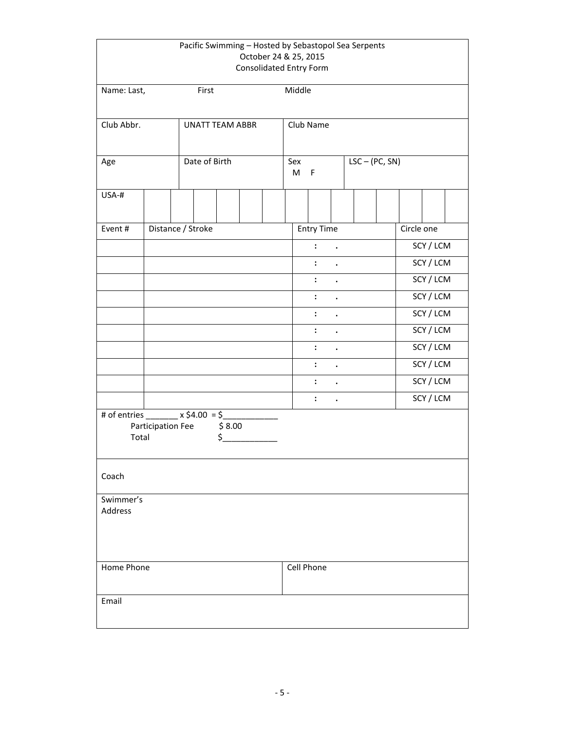Pacific Swimming – Hosted by Sebastopol Sea Serpents
October 24 & 25, 2015
Consolidated Entry Form

| Name: Last, | First | Middle |
|---|---|---|
| | | |

| Club Abbr. | UNATT TEAM ABBR | Club Name |
|---|---|---|
| | | |

| Age | Date of Birth | Sex M F | LSC – (PC, SN) |
|---|---|---|---|
| | | | |

| USA-# | | | | | | | | | | | | | | |
|---|---|---|---|---|---|---|---|---|---|---|---|---|---|---|
| | | | | | | | | | | | | | | |

| Event # | Distance / Stroke | Entry Time | Circle one |
|---|---|---|---|
| | | : . | SCY / LCM |
| | | : . | SCY / LCM |
| | | : . | SCY / LCM |
| | | : . | SCY / LCM |
| | | : . | SCY / LCM |
| | | : . | SCY / LCM |
| | | : . | SCY / LCM |
| | | : . | SCY / LCM |
| | | : . | SCY / LCM |
| | | : . | SCY / LCM |

# of entries _______ x $4.00 = $____________
Participation Fee $ 8.00
Total $____________

Coach

Swimmer's Address

| Home Phone | Cell Phone |
|---|---|
| | |

Email